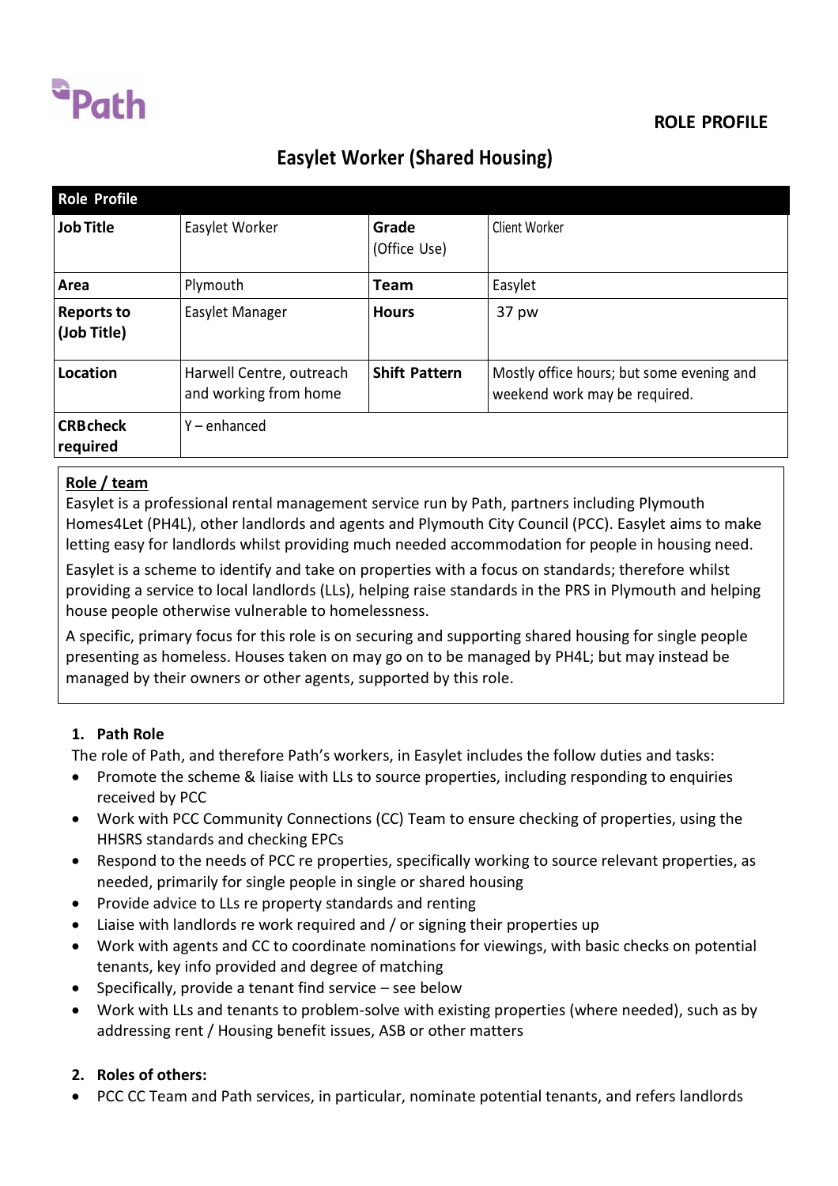Path

**ROLE PROFILE**

# Easylet Worker (Shared Housing)

| Role Profile | | | |
|---|---|---|---|
| **Job Title** | Easylet Worker | **Grade** (Office Use) | Client Worker |
| **Area** | Plymouth | **Team** | Easylet |
| **Reports to (Job Title)** | Easylet Manager | **Hours** | 37 pw |
| **Location** | Harwell Centre, outreach and working from home | **Shift Pattern** | Mostly office hours; but some evening and weekend work may be required. |
| **CRB check required** | Y – enhanced | | |

**Role / team**

Easylet is a professional rental management service run by Path, partners including Plymouth Homes4Let (PH4L), other landlords and agents and Plymouth City Council (PCC). Easylet aims to make letting easy for landlords whilst providing much needed accommodation for people in housing need.

Easylet is a scheme to identify and take on properties with a focus on standards; therefore whilst providing a service to local landlords (LLs), helping raise standards in the PRS in Plymouth and helping house people otherwise vulnerable to homelessness.

A specific, primary focus for this role is on securing and supporting shared housing for single people presenting as homeless. Houses taken on may go on to be managed by PH4L; but may instead be managed by their owners or other agents, supported by this role.

## 1. Path Role

The role of Path, and therefore Path's workers, in Easylet includes the follow duties and tasks:

- Promote the scheme & liaise with LLs to source properties, including responding to enquiries received by PCC
- Work with PCC Community Connections (CC) Team to ensure checking of properties, using the HHSRS standards and checking EPCs
- Respond to the needs of PCC re properties, specifically working to source relevant properties, as needed, primarily for single people in single or shared housing
- Provide advice to LLs re property standards and renting
- Liaise with landlords re work required and / or signing their properties up
- Work with agents and CC to coordinate nominations for viewings, with basic checks on potential tenants, key info provided and degree of matching
- Specifically, provide a tenant find service – see below
- Work with LLs and tenants to problem-solve with existing properties (where needed), such as by addressing rent / Housing benefit issues, ASB or other matters

## 2. Roles of others:

- PCC CC Team and Path services, in particular, nominate potential tenants, and refers landlords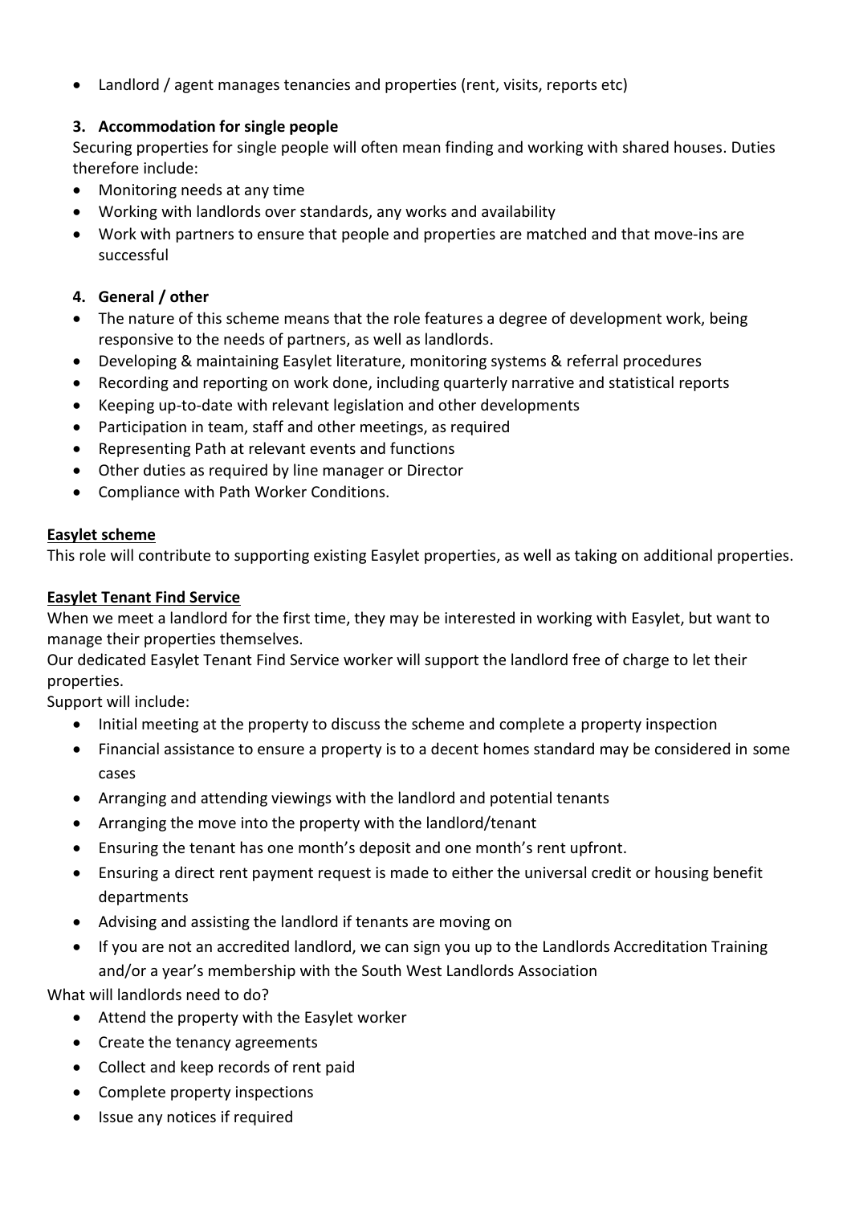- Landlord / agent manages tenancies and properties (rent, visits, reports etc)

**3. Accommodation for single people**

Securing properties for single people will often mean finding and working with shared houses. Duties therefore include:

- Monitoring needs at any time
- Working with landlords over standards, any works and availability
- Work with partners to ensure that people and properties are matched and that move-ins are successful

**4. General / other**

- The nature of this scheme means that the role features a degree of development work, being responsive to the needs of partners, as well as landlords.
- Developing & maintaining Easylet literature, monitoring systems & referral procedures
- Recording and reporting on work done, including quarterly narrative and statistical reports
- Keeping up-to-date with relevant legislation and other developments
- Participation in team, staff and other meetings, as required
- Representing Path at relevant events and functions
- Other duties as required by line manager or Director
- Compliance with Path Worker Conditions.

**Easylet scheme**

This role will contribute to supporting existing Easylet properties, as well as taking on additional properties.

**Easylet Tenant Find Service**

When we meet a landlord for the first time, they may be interested in working with Easylet, but want to manage their properties themselves.

Our dedicated Easylet Tenant Find Service worker will support the landlord free of charge to let their properties.

Support will include:

- Initial meeting at the property to discuss the scheme and complete a property inspection
- Financial assistance to ensure a property is to a decent homes standard may be considered in some cases
- Arranging and attending viewings with the landlord and potential tenants
- Arranging the move into the property with the landlord/tenant
- Ensuring the tenant has one month's deposit and one month's rent upfront.
- Ensuring a direct rent payment request is made to either the universal credit or housing benefit departments
- Advising and assisting the landlord if tenants are moving on
- If you are not an accredited landlord, we can sign you up to the Landlords Accreditation Training and/or a year's membership with the South West Landlords Association

What will landlords need to do?

- Attend the property with the Easylet worker
- Create the tenancy agreements
- Collect and keep records of rent paid
- Complete property inspections
- Issue any notices if required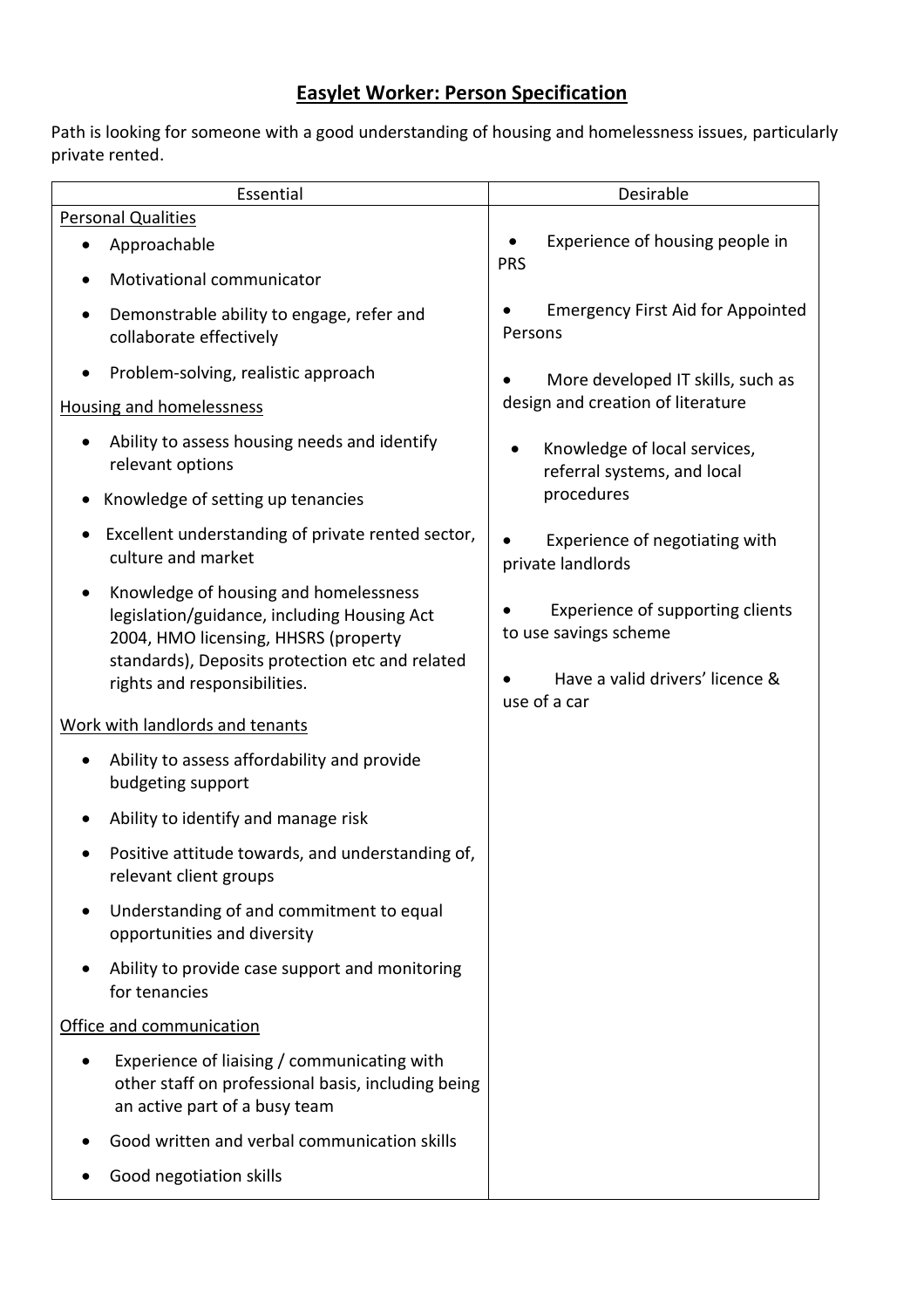# Easylet Worker: Person Specification

Path is looking for someone with a good understanding of housing and homelessness issues, particularly private rented.

| Essential | Desirable |
|---|---|
| <u>Personal Qualities</u><br>• Approachable<br>• Motivational communicator<br>• Demonstrable ability to engage, refer and collaborate effectively<br>• Problem-solving, realistic approach<br><u>Housing and homelessness</u><br>• Ability to assess housing needs and identify relevant options<br>• Knowledge of setting up tenancies<br>• Excellent understanding of private rented sector, culture and market<br>• Knowledge of housing and homelessness legislation/guidance, including Housing Act 2004, HMO licensing, HHSRS (property standards), Deposits protection etc and related rights and responsibilities.<br><u>Work with landlords and tenants</u><br>• Ability to assess affordability and provide budgeting support<br>• Ability to identify and manage risk<br>• Positive attitude towards, and understanding of, relevant client groups<br>• Understanding of and commitment to equal opportunities and diversity<br>• Ability to provide case support and monitoring for tenancies<br><u>Office and communication</u><br>• Experience of liaising / communicating with other staff on professional basis, including being an active part of a busy team<br>• Good written and verbal communication skills<br>• Good negotiation skills | • Experience of housing people in PRS<br>• Emergency First Aid for Appointed Persons<br>• More developed IT skills, such as design and creation of literature<br>• Knowledge of local services, referral systems, and local procedures<br>• Experience of negotiating with private landlords<br>• Experience of supporting clients to use savings scheme<br>• Have a valid drivers' licence & use of a car |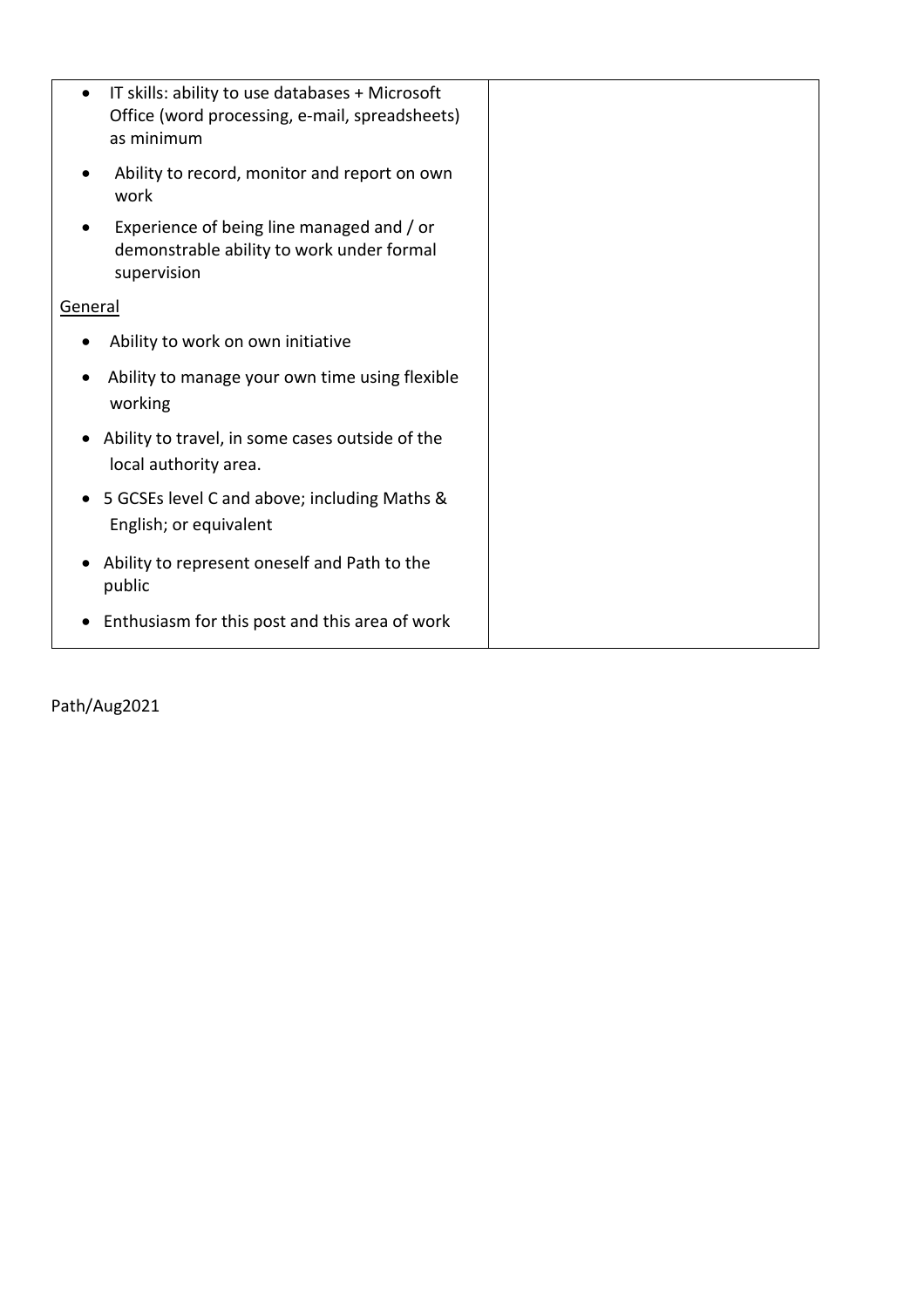| | |
|---|---|
| • IT skills: ability to use databases + Microsoft Office (word processing, e-mail, spreadsheets) as minimum<br>• Ability to record, monitor and report on own work<br>• Experience of being line managed and / or demonstrable ability to work under formal supervision<br><br>General<br><br>• Ability to work on own initiative<br>• Ability to manage your own time using flexible working<br>• Ability to travel, in some cases outside of the local authority area.<br>• 5 GCSEs level C and above; including Maths & English; or equivalent<br>• Ability to represent oneself and Path to the public<br>• Enthusiasm for this post and this area of work | |

Path/Aug2021